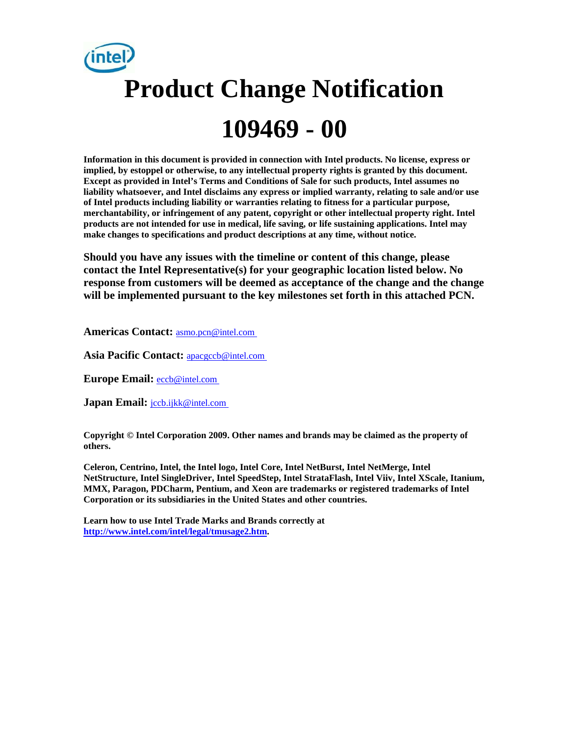# Product Change Notification

# 109469 - 00

**Information in this document is provided in connection with Intel products. No license, express or implied, by estoppel or otherwise, to any intellectual property rights is granted by this document. Except as provided in Intel's Terms and Conditions of Sale for such products, Intel assumes no liability whatsoever, and Intel disclaims any express or implied warranty, relating to sale and/or use of Intel products including liability or warranties relating to fitness for a particular purpose, merchantability, or infringement of any patent, copyright or other intellectual property right. Intel products are not intended for use in medical, life saving, or life sustaining applications. Intel may make changes to specifications and product descriptions at any time, without notice.**

**Should you have any issues with the timeline or content of this change, please contact the Intel Representative(s) for your geographic location listed below. No response from customers will be deemed as acceptance of the change and the change will be implemented pursuant to the key milestones set forth in this attached PCN.**

**Americas Contact:** asmo.pcn@intel.com

**Asia Pacific Contact:** apacgccb@intel.com

**Europe Email:** eccb@intel.com

**Japan Email:** jccb.ijkk@intel.com

**Copyright © Intel Corporation 2009. Other names and brands may be claimed as the property of others.**

**Celeron, Centrino, Intel, the Intel logo, Intel Core, Intel NetBurst, Intel NetMerge, Intel NetStructure, Intel SingleDriver, Intel SpeedStep, Intel StrataFlash, Intel Viiv, Intel XScale, Itanium, MMX, Paragon, PDCharm, Pentium, and Xeon are trademarks or registered trademarks of Intel Corporation or its subsidiaries in the United States and other countries.**

**Learn how to use Intel Trade Marks and Brands correctly at http://www.intel.com/intel/legal/tmusage2.htm.**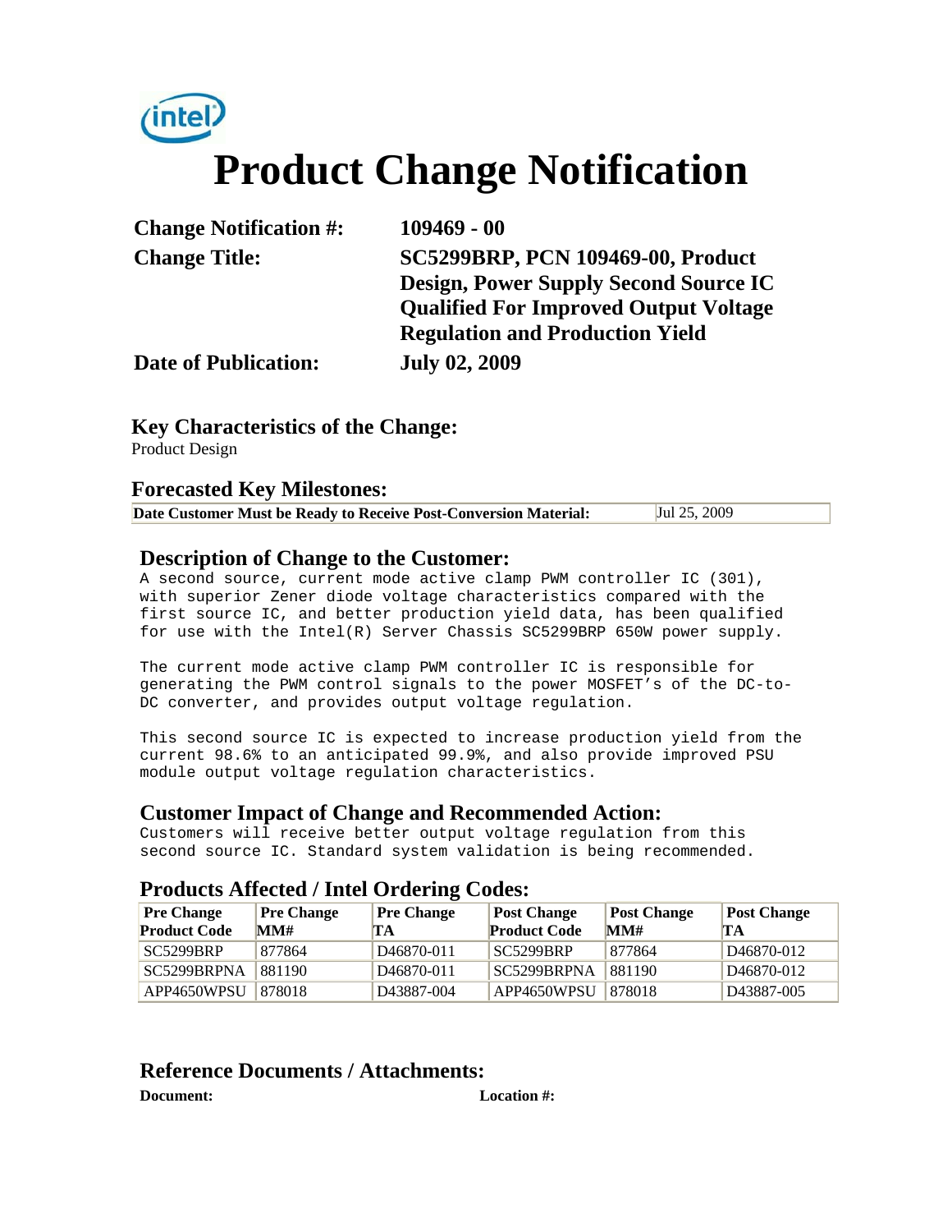intel

# Product Change Notification

| | |
|---|---|
| **Change Notification #:** | **109469 - 00** |
| **Change Title:** | **SC5299BRP, PCN 109469-00, Product Design, Power Supply Second Source IC Qualified For Improved Output Voltage Regulation and Production Yield** |
| **Date of Publication:** | **July 02, 2009** |

## Key Characteristics of the Change:

Product Design

## Forecasted Key Milestones:

| | |
|---|---|
| **Date Customer Must be Ready to Receive Post-Conversion Material:** | Jul 25, 2009 |

## Description of Change to the Customer:

A second source, current mode active clamp PWM controller IC (301), with superior Zener diode voltage characteristics compared with the first source IC, and better production yield data, has been qualified for use with the Intel(R) Server Chassis SC5299BRP 650W power supply.

The current mode active clamp PWM controller IC is responsible for generating the PWM control signals to the power MOSFET's of the DC-to-DC converter, and provides output voltage regulation.

This second source IC is expected to increase production yield from the current 98.6% to an anticipated 99.9%, and also provide improved PSU module output voltage regulation characteristics.

## Customer Impact of Change and Recommended Action:

Customers will receive better output voltage regulation from this second source IC. Standard system validation is being recommended.

## Products Affected / Intel Ordering Codes:

| Pre Change Product Code | Pre Change MM# | Pre Change TA | Post Change Product Code | Post Change MM# | Post Change TA |
|---|---|---|---|---|---|
| SC5299BRP | 877864 | D46870-011 | SC5299BRP | 877864 | D46870-012 |
| SC5299BRPNA | 881190 | D46870-011 | SC5299BRPNA | 881190 | D46870-012 |
| APP4650WPSU | 878018 | D43887-004 | APP4650WPSU | 878018 | D43887-005 |

## Reference Documents / Attachments:

| **Document:** | **Location #:** |
|---|---|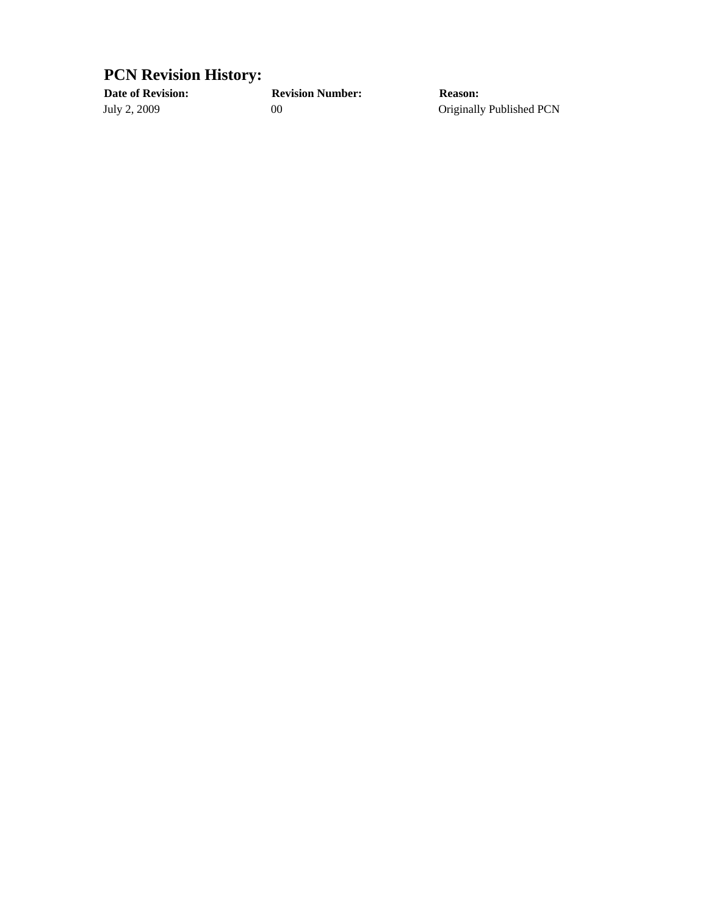## PCN Revision History:

| Date of Revision: | Revision Number: | Reason: |
| --- | --- | --- |
| July 2, 2009 | 00 | Originally Published PCN |